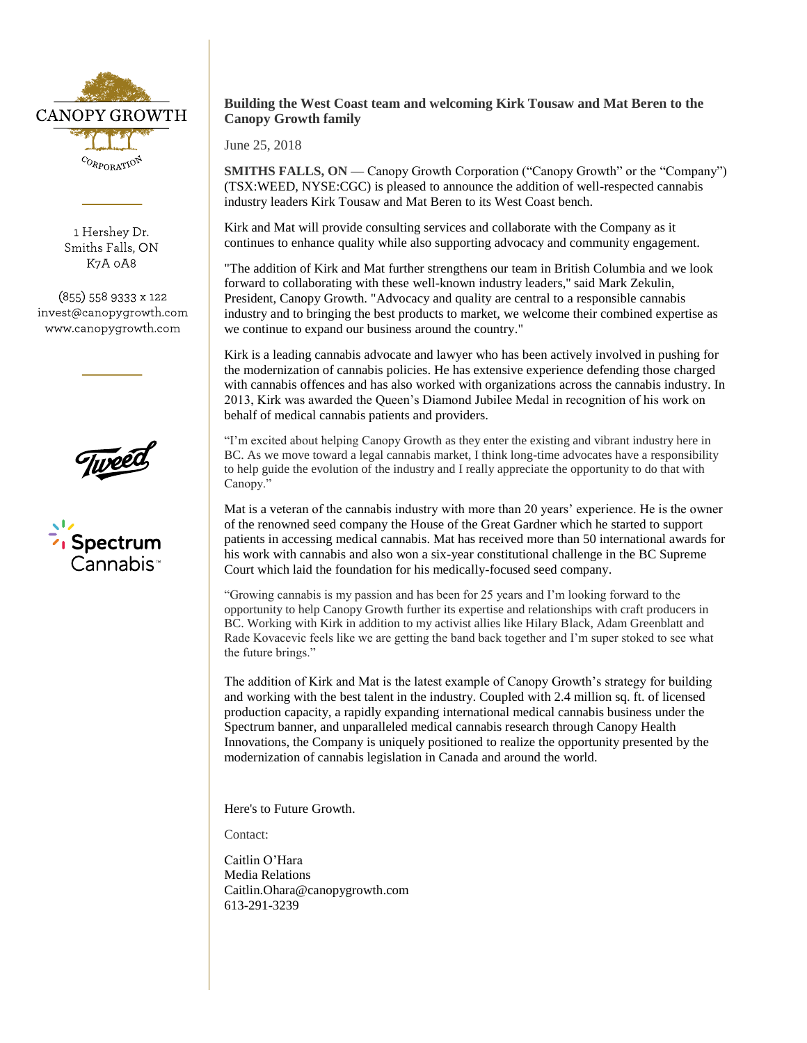CANOPY GROWTH CORPORATION

1 Hershey Dr.
Smiths Falls, ON
K7A 0A8

(855) 558 9333 x 122
invest@canopygrowth.com
www.canopygrowth.com

**Building the West Coast team and welcoming Kirk Tousaw and Mat Beren to the Canopy Growth family**

June 25, 2018

**SMITHS FALLS, ON** — Canopy Growth Corporation ("Canopy Growth" or the "Company") (TSX:WEED, NYSE:CGC) is pleased to announce the addition of well-respected cannabis industry leaders Kirk Tousaw and Mat Beren to its West Coast bench.

Kirk and Mat will provide consulting services and collaborate with the Company as it continues to enhance quality while also supporting advocacy and community engagement.

"The addition of Kirk and Mat further strengthens our team in British Columbia and we look forward to collaborating with these well-known industry leaders," said Mark Zekulin, President, Canopy Growth. "Advocacy and quality are central to a responsible cannabis industry and to bringing the best products to market, we welcome their combined expertise as we continue to expand our business around the country."

Kirk is a leading cannabis advocate and lawyer who has been actively involved in pushing for the modernization of cannabis policies. He has extensive experience defending those charged with cannabis offences and has also worked with organizations across the cannabis industry. In 2013, Kirk was awarded the Queen's Diamond Jubilee Medal in recognition of his work on behalf of medical cannabis patients and providers.

"I'm excited about helping Canopy Growth as they enter the existing and vibrant industry here in BC. As we move toward a legal cannabis market, I think long-time advocates have a responsibility to help guide the evolution of the industry and I really appreciate the opportunity to do that with Canopy."

Mat is a veteran of the cannabis industry with more than 20 years' experience. He is the owner of the renowned seed company the House of the Great Gardner which he started to support patients in accessing medical cannabis. Mat has received more than 50 international awards for his work with cannabis and also won a six-year constitutional challenge in the BC Supreme Court which laid the foundation for his medically-focused seed company.

"Growing cannabis is my passion and has been for 25 years and I'm looking forward to the opportunity to help Canopy Growth further its expertise and relationships with craft producers in BC. Working with Kirk in addition to my activist allies like Hilary Black, Adam Greenblatt and Rade Kovacevic feels like we are getting the band back together and I'm super stoked to see what the future brings."

The addition of Kirk and Mat is the latest example of Canopy Growth's strategy for building and working with the best talent in the industry. Coupled with 2.4 million sq. ft. of licensed production capacity, a rapidly expanding international medical cannabis business under the Spectrum banner, and unparalleled medical cannabis research through Canopy Health Innovations, the Company is uniquely positioned to realize the opportunity presented by the modernization of cannabis legislation in Canada and around the world.

Here's to Future Growth.

Contact:

Caitlin O'Hara
Media Relations
Caitlin.Ohara@canopygrowth.com
613-291-3239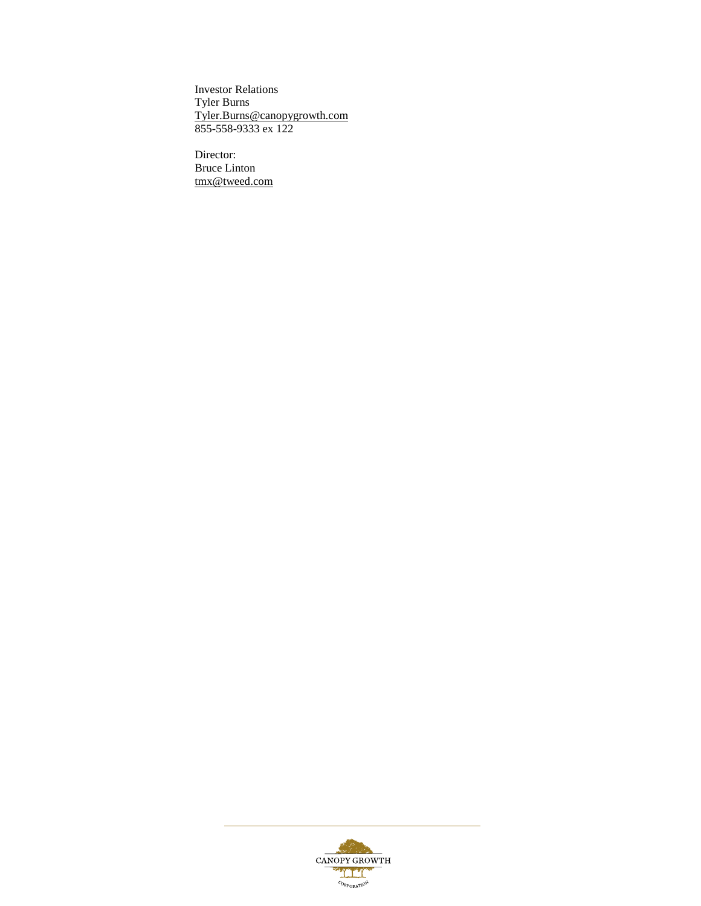Investor Relations
Tyler Burns
Tyler.Burns@canopygrowth.com
855-558-9333 ex 122

Director:
Bruce Linton
tmx@tweed.com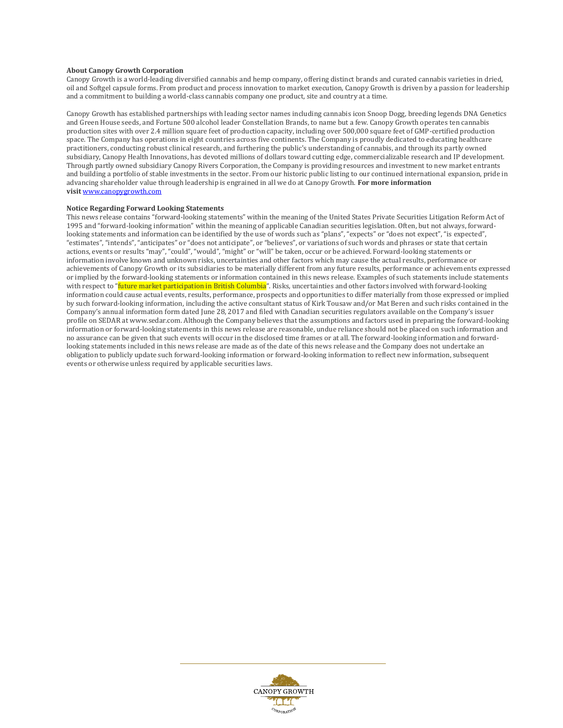**About Canopy Growth Corporation**
Canopy Growth is a world-leading diversified cannabis and hemp company, offering distinct brands and curated cannabis varieties in dried, oil and Softgel capsule forms. From product and process innovation to market execution, Canopy Growth is driven by a passion for leadership and a commitment to building a world-class cannabis company one product, site and country at a time.

Canopy Growth has established partnerships with leading sector names including cannabis icon Snoop Dogg, breeding legends DNA Genetics and Green House seeds, and Fortune 500 alcohol leader Constellation Brands, to name but a few. Canopy Growth operates ten cannabis production sites with over 2.4 million square feet of production capacity, including over 500,000 square feet of GMP-certified production space. The Company has operations in eight countries across five continents. The Company is proudly dedicated to educating healthcare practitioners, conducting robust clinical research, and furthering the public's understanding of cannabis, and through its partly owned subsidiary, Canopy Health Innovations, has devoted millions of dollars toward cutting edge, commercializable research and IP development. Through partly owned subsidiary Canopy Rivers Corporation, the Company is providing resources and investment to new market entrants and building a portfolio of stable investments in the sector. From our historic public listing to our continued international expansion, pride in advancing shareholder value through leadership is engrained in all we do at Canopy Growth. **For more information visit** www.canopygrowth.com

**Notice Regarding Forward Looking Statements**
This news release contains "forward-looking statements" within the meaning of the United States Private Securities Litigation Reform Act of 1995 and "forward-looking information" within the meaning of applicable Canadian securities legislation. Often, but not always, forward-looking statements and information can be identified by the use of words such as "plans", "expects" or "does not expect", "is expected", "estimates", "intends", "anticipates" or "does not anticipate", or "believes", or variations of such words and phrases or state that certain actions, events or results "may", "could", "would", "might" or "will" be taken, occur or be achieved. Forward-looking statements or information involve known and unknown risks, uncertainties and other factors which may cause the actual results, performance or achievements of Canopy Growth or its subsidiaries to be materially different from any future results, performance or achievements expressed or implied by the forward-looking statements or information contained in this news release. Examples of such statements include statements with respect to "future market participation in British Columbia". Risks, uncertainties and other factors involved with forward-looking information could cause actual events, results, performance, prospects and opportunities to differ materially from those expressed or implied by such forward-looking information, including the active consultant status of Kirk Tousaw and/or Mat Beren and such risks contained in the Company's annual information form dated June 28, 2017 and filed with Canadian securities regulators available on the Company's issuer profile on SEDAR at www.sedar.com. Although the Company believes that the assumptions and factors used in preparing the forward-looking information or forward-looking statements in this news release are reasonable, undue reliance should not be placed on such information and no assurance can be given that such events will occur in the disclosed time frames or at all. The forward-looking information and forward-looking statements included in this news release are made as of the date of this news release and the Company does not undertake an obligation to publicly update such forward-looking information or forward-looking information to reflect new information, subsequent events or otherwise unless required by applicable securities laws.

CANOPY GROWTH
CORPORATION